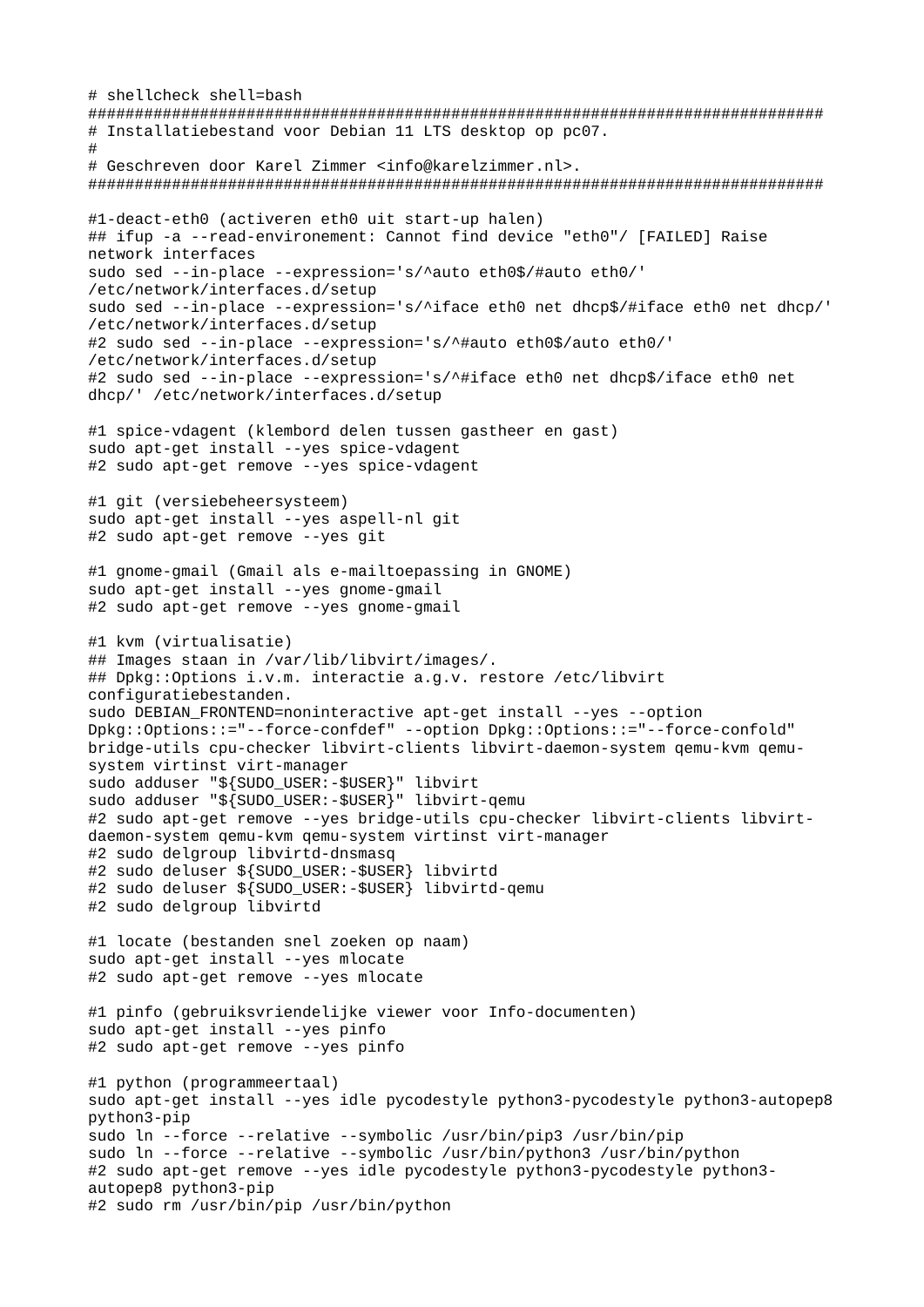```
# shellcheck shell=bash
###############################################################################
# Installatiebestand voor Debian 11 LTS desktop op pc07.
#
# Geschreven door Karel Zimmer <info@karelzimmer.nl>.
###############################################################################

#1-deact-eth0 (activeren eth0 uit start-up halen)
## ifup -a --read-environement: Cannot find device "eth0"/ [FAILED] Raise
network interfaces
sudo sed --in-place --expression='s/^auto eth0$/#auto eth0/'
/etc/network/interfaces.d/setup
sudo sed --in-place --expression='s/^iface eth0 net dhcp$/#iface eth0 net dhcp/'
/etc/network/interfaces.d/setup
#2 sudo sed --in-place --expression='s/^#auto eth0$/auto eth0/'
/etc/network/interfaces.d/setup
#2 sudo sed --in-place --expression='s/^#iface eth0 net dhcp$/iface eth0 net
dhcp/' /etc/network/interfaces.d/setup

#1 spice-vdagent (klembord delen tussen gastheer en gast)
sudo apt-get install --yes spice-vdagent
#2 sudo apt-get remove --yes spice-vdagent

#1 git (versiebeheersysteem)
sudo apt-get install --yes aspell-nl git
#2 sudo apt-get remove --yes git

#1 gnome-gmail (Gmail als e-mailtoepassing in GNOME)
sudo apt-get install --yes gnome-gmail
#2 sudo apt-get remove --yes gnome-gmail

#1 kvm (virtualisatie)
## Images staan in /var/lib/libvirt/images/.
## Dpkg::Options i.v.m. interactie a.g.v. restore /etc/libvirt
configuratiebestanden.
sudo DEBIAN_FRONTEND=noninteractive apt-get install --yes --option
Dpkg::Options::="--force-confdef" --option Dpkg::Options::="--force-confold"
bridge-utils cpu-checker libvirt-clients libvirt-daemon-system qemu-kvm qemu-
system virtinst virt-manager
sudo adduser "${SUDO_USER:-$USER}" libvirt
sudo adduser "${SUDO_USER:-$USER}" libvirt-qemu
#2 sudo apt-get remove --yes bridge-utils cpu-checker libvirt-clients libvirt-
daemon-system qemu-kvm qemu-system virtinst virt-manager
#2 sudo delgroup libvirtd-dnsmasq
#2 sudo deluser ${SUDO_USER:-$USER} libvirtd
#2 sudo deluser ${SUDO_USER:-$USER} libvirtd-qemu
#2 sudo delgroup libvirtd

#1 locate (bestanden snel zoeken op naam)
sudo apt-get install --yes mlocate
#2 sudo apt-get remove --yes mlocate

#1 pinfo (gebruiksvriendelijke viewer voor Info-documenten)
sudo apt-get install --yes pinfo
#2 sudo apt-get remove --yes pinfo

#1 python (programmeertaal)
sudo apt-get install --yes idle pycodestyle python3-pycodestyle python3-autopep8
python3-pip
sudo ln --force --relative --symbolic /usr/bin/pip3 /usr/bin/pip
sudo ln --force --relative --symbolic /usr/bin/python3 /usr/bin/python
#2 sudo apt-get remove --yes idle pycodestyle python3-pycodestyle python3-
autopep8 python3-pip
#2 sudo rm /usr/bin/pip /usr/bin/python
```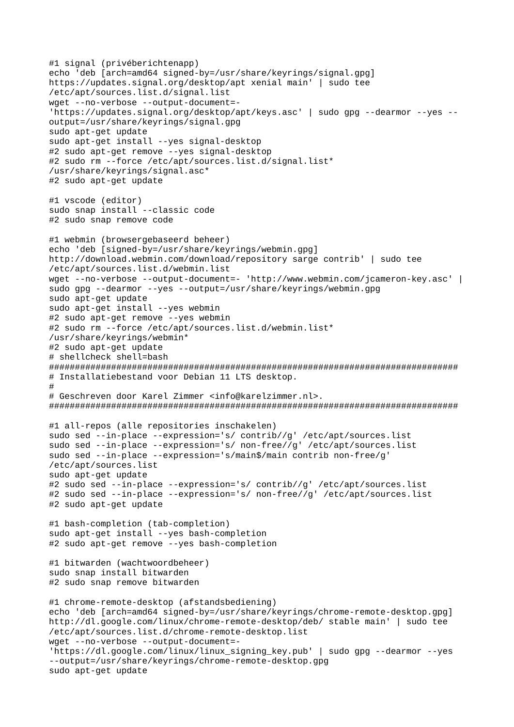```
#1 signal (privéberichtenapp)
echo 'deb [arch=amd64 signed-by=/usr/share/keyrings/signal.gpg]
https://updates.signal.org/desktop/apt xenial main' | sudo tee
/etc/apt/sources.list.d/signal.list
wget --no-verbose --output-document=-
'https://updates.signal.org/desktop/apt/keys.asc' | sudo gpg --dearmor --yes --
output=/usr/share/keyrings/signal.gpg
sudo apt-get update
sudo apt-get install --yes signal-desktop
#2 sudo apt-get remove --yes signal-desktop
#2 sudo rm --force /etc/apt/sources.list.d/signal.list*
/usr/share/keyrings/signal.asc*
#2 sudo apt-get update

#1 vscode (editor)
sudo snap install --classic code
#2 sudo snap remove code

#1 webmin (browsergebaseerd beheer)
echo 'deb [signed-by=/usr/share/keyrings/webmin.gpg]
http://download.webmin.com/download/repository sarge contrib' | sudo tee
/etc/apt/sources.list.d/webmin.list
wget --no-verbose --output-document=- 'http://www.webmin.com/jcameron-key.asc' |
sudo gpg --dearmor --yes --output=/usr/share/keyrings/webmin.gpg
sudo apt-get update
sudo apt-get install --yes webmin
#2 sudo apt-get remove --yes webmin
#2 sudo rm --force /etc/apt/sources.list.d/webmin.list*
/usr/share/keyrings/webmin*
#2 sudo apt-get update
# shellcheck shell=bash
###############################################################################
# Installatiebestand voor Debian 11 LTS desktop.
#
# Geschreven door Karel Zimmer <info@karelzimmer.nl>.
###############################################################################

#1 all-repos (alle repositories inschakelen)
sudo sed --in-place --expression='s/ contrib//g' /etc/apt/sources.list
sudo sed --in-place --expression='s/ non-free//g' /etc/apt/sources.list
sudo sed --in-place --expression='s/main$/main contrib non-free/g'
/etc/apt/sources.list
sudo apt-get update
#2 sudo sed --in-place --expression='s/ contrib//g' /etc/apt/sources.list
#2 sudo sed --in-place --expression='s/ non-free//g' /etc/apt/sources.list
#2 sudo apt-get update

#1 bash-completion (tab-completion)
sudo apt-get install --yes bash-completion
#2 sudo apt-get remove --yes bash-completion

#1 bitwarden (wachtwoordbeheer)
sudo snap install bitwarden
#2 sudo snap remove bitwarden

#1 chrome-remote-desktop (afstandsbediening)
echo 'deb [arch=amd64 signed-by=/usr/share/keyrings/chrome-remote-desktop.gpg]
http://dl.google.com/linux/chrome-remote-desktop/deb/ stable main' | sudo tee
/etc/apt/sources.list.d/chrome-remote-desktop.list
wget --no-verbose --output-document=-
'https://dl.google.com/linux/linux_signing_key.pub' | sudo gpg --dearmor --yes
--output=/usr/share/keyrings/chrome-remote-desktop.gpg
sudo apt-get update
```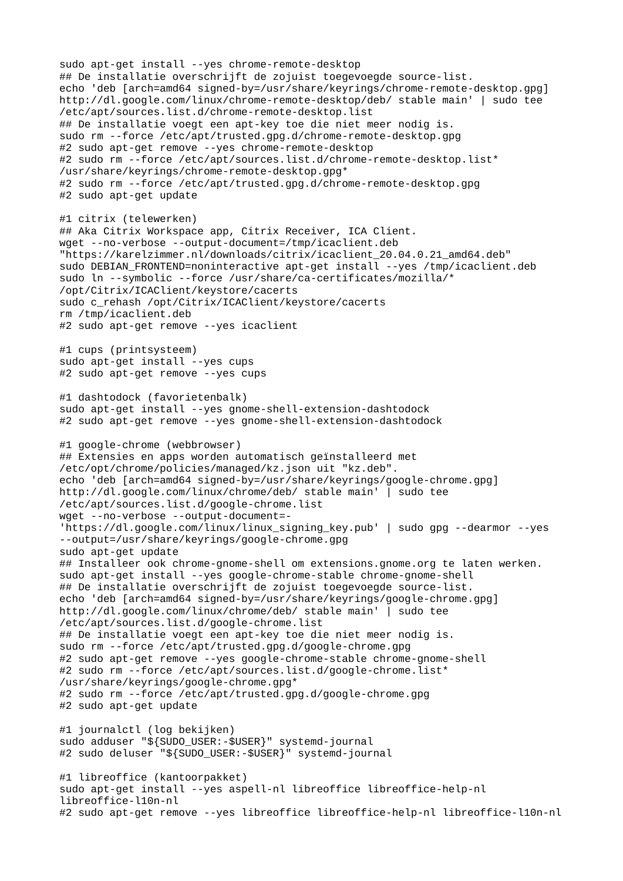```
sudo apt-get install --yes chrome-remote-desktop
## De installatie overschrijft de zojuist toegevoegde source-list.
echo 'deb [arch=amd64 signed-by=/usr/share/keyrings/chrome-remote-desktop.gpg]
http://dl.google.com/linux/chrome-remote-desktop/deb/ stable main' | sudo tee
/etc/apt/sources.list.d/chrome-remote-desktop.list
## De installatie voegt een apt-key toe die niet meer nodig is.
sudo rm --force /etc/apt/trusted.gpg.d/chrome-remote-desktop.gpg
#2 sudo apt-get remove --yes chrome-remote-desktop
#2 sudo rm --force /etc/apt/sources.list.d/chrome-remote-desktop.list*
/usr/share/keyrings/chrome-remote-desktop.gpg*
#2 sudo rm --force /etc/apt/trusted.gpg.d/chrome-remote-desktop.gpg
#2 sudo apt-get update

#1 citrix (telewerken)
## Aka Citrix Workspace app, Citrix Receiver, ICA Client.
wget --no-verbose --output-document=/tmp/icaclient.deb
"https://karelzimmer.nl/downloads/citrix/icaclient_20.04.0.21_amd64.deb"
sudo DEBIAN_FRONTEND=noninteractive apt-get install --yes /tmp/icaclient.deb
sudo ln --symbolic --force /usr/share/ca-certificates/mozilla/*
/opt/Citrix/ICAClient/keystore/cacerts
sudo c_rehash /opt/Citrix/ICAClient/keystore/cacerts
rm /tmp/icaclient.deb
#2 sudo apt-get remove --yes icaclient

#1 cups (printsysteem)
sudo apt-get install --yes cups
#2 sudo apt-get remove --yes cups

#1 dashtodock (favorietenbalk)
sudo apt-get install --yes gnome-shell-extension-dashtodock
#2 sudo apt-get remove --yes gnome-shell-extension-dashtodock

#1 google-chrome (webbrowser)
## Extensies en apps worden automatisch geïnstalleerd met
/etc/opt/chrome/policies/managed/kz.json uit "kz.deb".
echo 'deb [arch=amd64 signed-by=/usr/share/keyrings/google-chrome.gpg]
http://dl.google.com/linux/chrome/deb/ stable main' | sudo tee
/etc/apt/sources.list.d/google-chrome.list
wget --no-verbose --output-document=-
'https://dl.google.com/linux/linux_signing_key.pub' | sudo gpg --dearmor --yes
--output=/usr/share/keyrings/google-chrome.gpg
sudo apt-get update
## Installeer ook chrome-gnome-shell om extensions.gnome.org te laten werken.
sudo apt-get install --yes google-chrome-stable chrome-gnome-shell
## De installatie overschrijft de zojuist toegevoegde source-list.
echo 'deb [arch=amd64 signed-by=/usr/share/keyrings/google-chrome.gpg]
http://dl.google.com/linux/chrome/deb/ stable main' | sudo tee
/etc/apt/sources.list.d/google-chrome.list
## De installatie voegt een apt-key toe die niet meer nodig is.
sudo rm --force /etc/apt/trusted.gpg.d/google-chrome.gpg
#2 sudo apt-get remove --yes google-chrome-stable chrome-gnome-shell
#2 sudo rm --force /etc/apt/sources.list.d/google-chrome.list*
/usr/share/keyrings/google-chrome.gpg*
#2 sudo rm --force /etc/apt/trusted.gpg.d/google-chrome.gpg
#2 sudo apt-get update

#1 journalctl (log bekijken)
sudo adduser "${SUDO_USER:-$USER}" systemd-journal
#2 sudo deluser "${SUDO_USER:-$USER}" systemd-journal

#1 libreoffice (kantoorpakket)
sudo apt-get install --yes aspell-nl libreoffice libreoffice-help-nl
libreoffice-l10n-nl
#2 sudo apt-get remove --yes libreoffice libreoffice-help-nl libreoffice-l10n-nl
```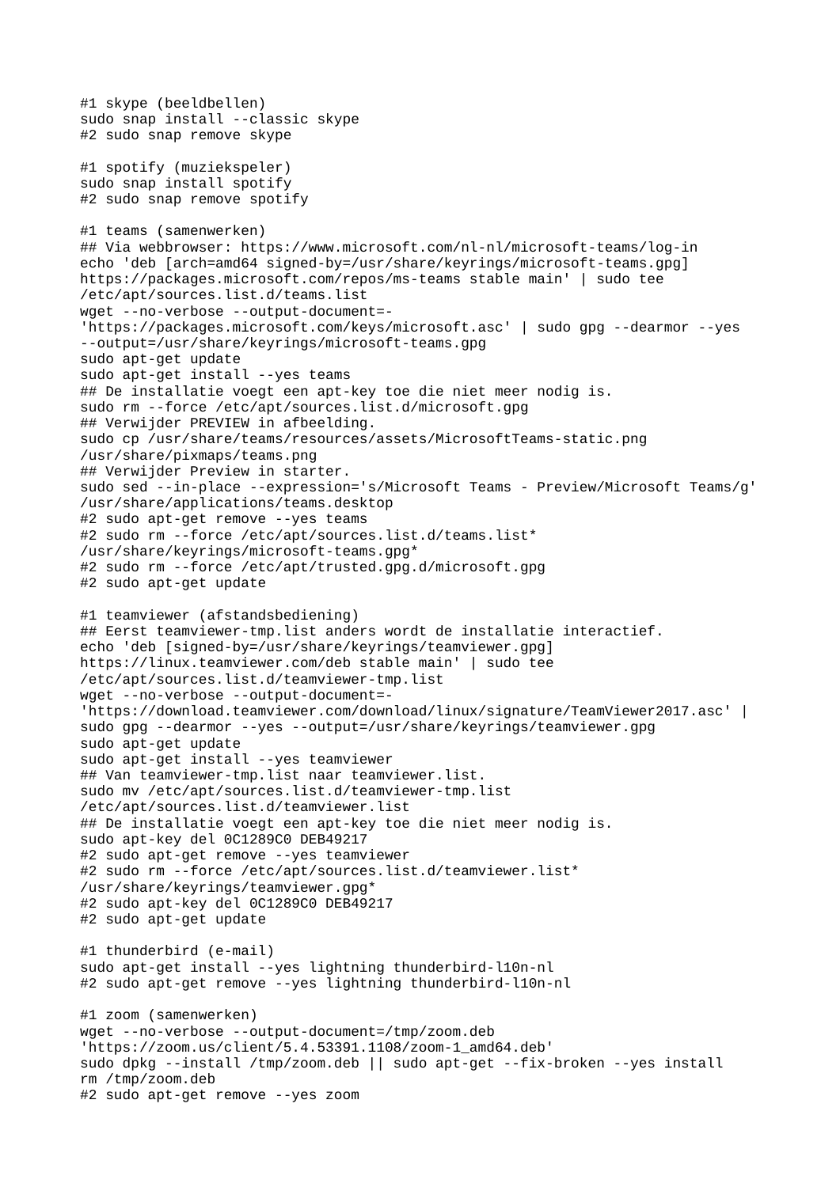```
#1 skype (beeldbellen)
sudo snap install --classic skype
#2 sudo snap remove skype

#1 spotify (muziekspeler)
sudo snap install spotify
#2 sudo snap remove spotify

#1 teams (samenwerken)
## Via webbrowser: https://www.microsoft.com/nl-nl/microsoft-teams/log-in
echo 'deb [arch=amd64 signed-by=/usr/share/keyrings/microsoft-teams.gpg]
https://packages.microsoft.com/repos/ms-teams stable main' | sudo tee
/etc/apt/sources.list.d/teams.list
wget --no-verbose --output-document=-
'https://packages.microsoft.com/keys/microsoft.asc' | sudo gpg --dearmor --yes
--output=/usr/share/keyrings/microsoft-teams.gpg
sudo apt-get update
sudo apt-get install --yes teams
## De installatie voegt een apt-key toe die niet meer nodig is.
sudo rm --force /etc/apt/sources.list.d/microsoft.gpg
## Verwijder PREVIEW in afbeelding.
sudo cp /usr/share/teams/resources/assets/MicrosoftTeams-static.png
/usr/share/pixmaps/teams.png
## Verwijder Preview in starter.
sudo sed --in-place --expression='s/Microsoft Teams - Preview/Microsoft Teams/g'
/usr/share/applications/teams.desktop
#2 sudo apt-get remove --yes teams
#2 sudo rm --force /etc/apt/sources.list.d/teams.list*
/usr/share/keyrings/microsoft-teams.gpg*
#2 sudo rm --force /etc/apt/trusted.gpg.d/microsoft.gpg
#2 sudo apt-get update

#1 teamviewer (afstandsbediening)
## Eerst teamviewer-tmp.list anders wordt de installatie interactief.
echo 'deb [signed-by=/usr/share/keyrings/teamviewer.gpg]
https://linux.teamviewer.com/deb stable main' | sudo tee
/etc/apt/sources.list.d/teamviewer-tmp.list
wget --no-verbose --output-document=-
'https://download.teamviewer.com/download/linux/signature/TeamViewer2017.asc' |
sudo gpg --dearmor --yes --output=/usr/share/keyrings/teamviewer.gpg
sudo apt-get update
sudo apt-get install --yes teamviewer
## Van teamviewer-tmp.list naar teamviewer.list.
sudo mv /etc/apt/sources.list.d/teamviewer-tmp.list
/etc/apt/sources.list.d/teamviewer.list
## De installatie voegt een apt-key toe die niet meer nodig is.
sudo apt-key del 0C1289C0 DEB49217
#2 sudo apt-get remove --yes teamviewer
#2 sudo rm --force /etc/apt/sources.list.d/teamviewer.list*
/usr/share/keyrings/teamviewer.gpg*
#2 sudo apt-key del 0C1289C0 DEB49217
#2 sudo apt-get update

#1 thunderbird (e-mail)
sudo apt-get install --yes lightning thunderbird-l10n-nl
#2 sudo apt-get remove --yes lightning thunderbird-l10n-nl

#1 zoom (samenwerken)
wget --no-verbose --output-document=/tmp/zoom.deb
'https://zoom.us/client/5.4.53391.1108/zoom-1_amd64.deb'
sudo dpkg --install /tmp/zoom.deb || sudo apt-get --fix-broken --yes install
rm /tmp/zoom.deb
#2 sudo apt-get remove --yes zoom
```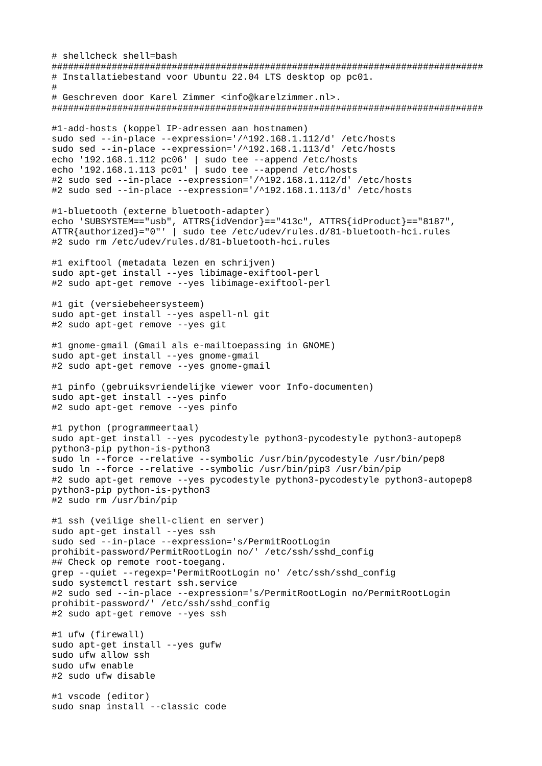```
# shellcheck shell=bash
###############################################################################
# Installatiebestand voor Ubuntu 22.04 LTS desktop op pc01.
#
# Geschreven door Karel Zimmer <info@karelzimmer.nl>.
###############################################################################

#1-add-hosts (koppel IP-adressen aan hostnamen)
sudo sed --in-place --expression='/^192.168.1.112/d' /etc/hosts
sudo sed --in-place --expression='/^192.168.1.113/d' /etc/hosts
echo '192.168.1.112 pc06' | sudo tee --append /etc/hosts
echo '192.168.1.113 pc01' | sudo tee --append /etc/hosts
#2 sudo sed --in-place --expression='/^192.168.1.112/d' /etc/hosts
#2 sudo sed --in-place --expression='/^192.168.1.113/d' /etc/hosts

#1-bluetooth (externe bluetooth-adapter)
echo 'SUBSYSTEM=="usb", ATTRS{idVendor}=="413c", ATTRS{idProduct}=="8187",
ATTR{authorized}="0"' | sudo tee /etc/udev/rules.d/81-bluetooth-hci.rules
#2 sudo rm /etc/udev/rules.d/81-bluetooth-hci.rules

#1 exiftool (metadata lezen en schrijven)
sudo apt-get install --yes libimage-exiftool-perl
#2 sudo apt-get remove --yes libimage-exiftool-perl

#1 git (versiebeheersysteem)
sudo apt-get install --yes aspell-nl git
#2 sudo apt-get remove --yes git

#1 gnome-gmail (Gmail als e-mailtoepassing in GNOME)
sudo apt-get install --yes gnome-gmail
#2 sudo apt-get remove --yes gnome-gmail

#1 pinfo (gebruiksvriendelijke viewer voor Info-documenten)
sudo apt-get install --yes pinfo
#2 sudo apt-get remove --yes pinfo

#1 python (programmeertaal)
sudo apt-get install --yes pycodestyle python3-pycodestyle python3-autopep8
python3-pip python-is-python3
sudo ln --force --relative --symbolic /usr/bin/pycodestyle /usr/bin/pep8
sudo ln --force --relative --symbolic /usr/bin/pip3 /usr/bin/pip
#2 sudo apt-get remove --yes pycodestyle python3-pycodestyle python3-autopep8
python3-pip python-is-python3
#2 sudo rm /usr/bin/pip

#1 ssh (veilige shell-client en server)
sudo apt-get install --yes ssh
sudo sed --in-place --expression='s/PermitRootLogin
prohibit-password/PermitRootLogin no/' /etc/ssh/sshd_config
## Check op remote root-toegang.
grep --quiet --regexp='PermitRootLogin no' /etc/ssh/sshd_config
sudo systemctl restart ssh.service
#2 sudo sed --in-place --expression='s/PermitRootLogin no/PermitRootLogin
prohibit-password/' /etc/ssh/sshd_config
#2 sudo apt-get remove --yes ssh

#1 ufw (firewall)
sudo apt-get install --yes gufw
sudo ufw allow ssh
sudo ufw enable
#2 sudo ufw disable

#1 vscode (editor)
sudo snap install --classic code
```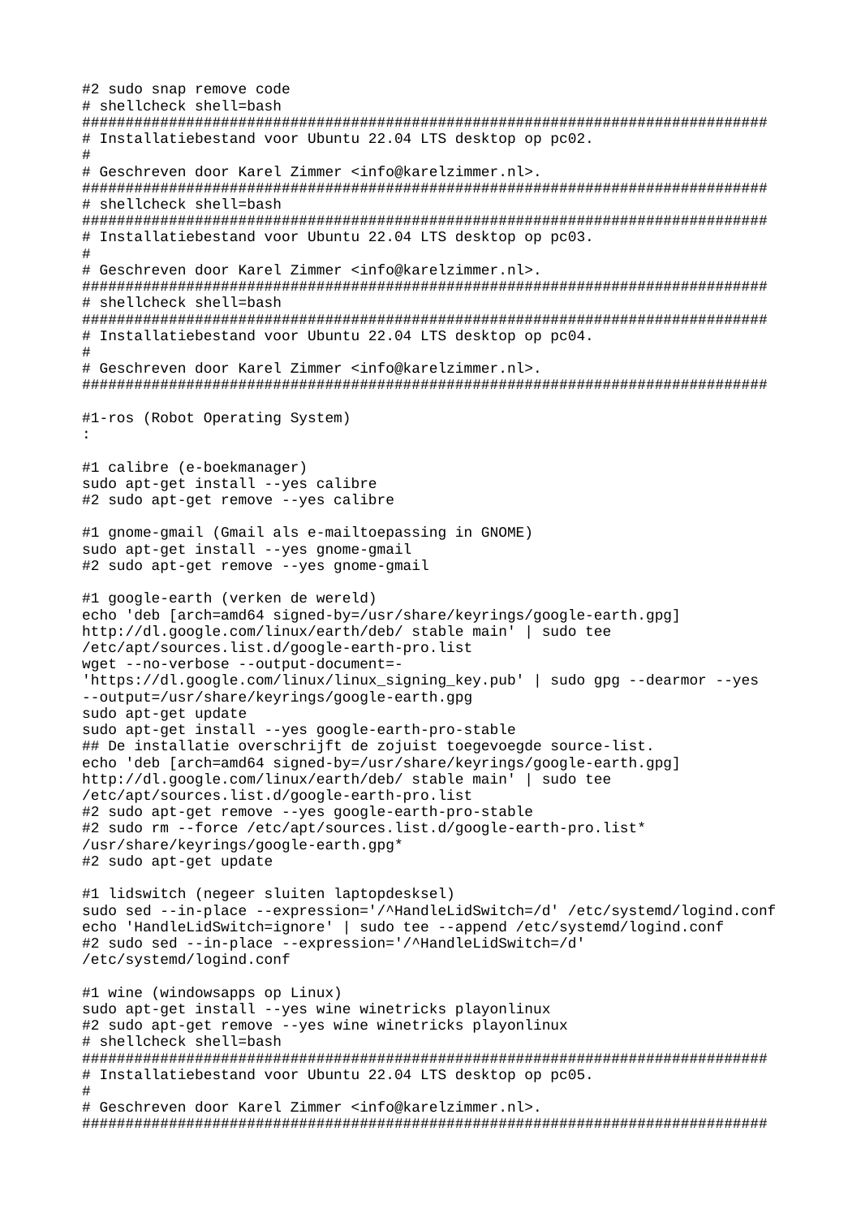```
#2 sudo snap remove code
# shellcheck shell=bash
###############################################################################
# Installatiebestand voor Ubuntu 22.04 LTS desktop op pc02.
#
# Geschreven door Karel Zimmer <info@karelzimmer.nl>.
###############################################################################
# shellcheck shell=bash
###############################################################################
# Installatiebestand voor Ubuntu 22.04 LTS desktop op pc03.
#
# Geschreven door Karel Zimmer <info@karelzimmer.nl>.
###############################################################################
# shellcheck shell=bash
###############################################################################
# Installatiebestand voor Ubuntu 22.04 LTS desktop op pc04.
#
# Geschreven door Karel Zimmer <info@karelzimmer.nl>.
###############################################################################

#1-ros (Robot Operating System)
:

#1 calibre (e-boekmanager)
sudo apt-get install --yes calibre
#2 sudo apt-get remove --yes calibre

#1 gnome-gmail (Gmail als e-mailtoepassing in GNOME)
sudo apt-get install --yes gnome-gmail
#2 sudo apt-get remove --yes gnome-gmail

#1 google-earth (verken de wereld)
echo 'deb [arch=amd64 signed-by=/usr/share/keyrings/google-earth.gpg]
http://dl.google.com/linux/earth/deb/ stable main' | sudo tee
/etc/apt/sources.list.d/google-earth-pro.list
wget --no-verbose --output-document=-
'https://dl.google.com/linux/linux_signing_key.pub' | sudo gpg --dearmor --yes
--output=/usr/share/keyrings/google-earth.gpg
sudo apt-get update
sudo apt-get install --yes google-earth-pro-stable
## De installatie overschrijft de zojuist toegevoegde source-list.
echo 'deb [arch=amd64 signed-by=/usr/share/keyrings/google-earth.gpg]
http://dl.google.com/linux/earth/deb/ stable main' | sudo tee
/etc/apt/sources.list.d/google-earth-pro.list
#2 sudo apt-get remove --yes google-earth-pro-stable
#2 sudo rm --force /etc/apt/sources.list.d/google-earth-pro.list*
/usr/share/keyrings/google-earth.gpg*
#2 sudo apt-get update

#1 lidswitch (negeer sluiten laptopdeksel)
sudo sed --in-place --expression='/^HandleLidSwitch=/d' /etc/systemd/logind.conf
echo 'HandleLidSwitch=ignore' | sudo tee --append /etc/systemd/logind.conf
#2 sudo sed --in-place --expression='/^HandleLidSwitch=/d'
/etc/systemd/logind.conf

#1 wine (windowsapps op Linux)
sudo apt-get install --yes wine winetricks playonlinux
#2 sudo apt-get remove --yes wine winetricks playonlinux
# shellcheck shell=bash
###############################################################################
# Installatiebestand voor Ubuntu 22.04 LTS desktop op pc05.
#
# Geschreven door Karel Zimmer <info@karelzimmer.nl>.
###############################################################################
```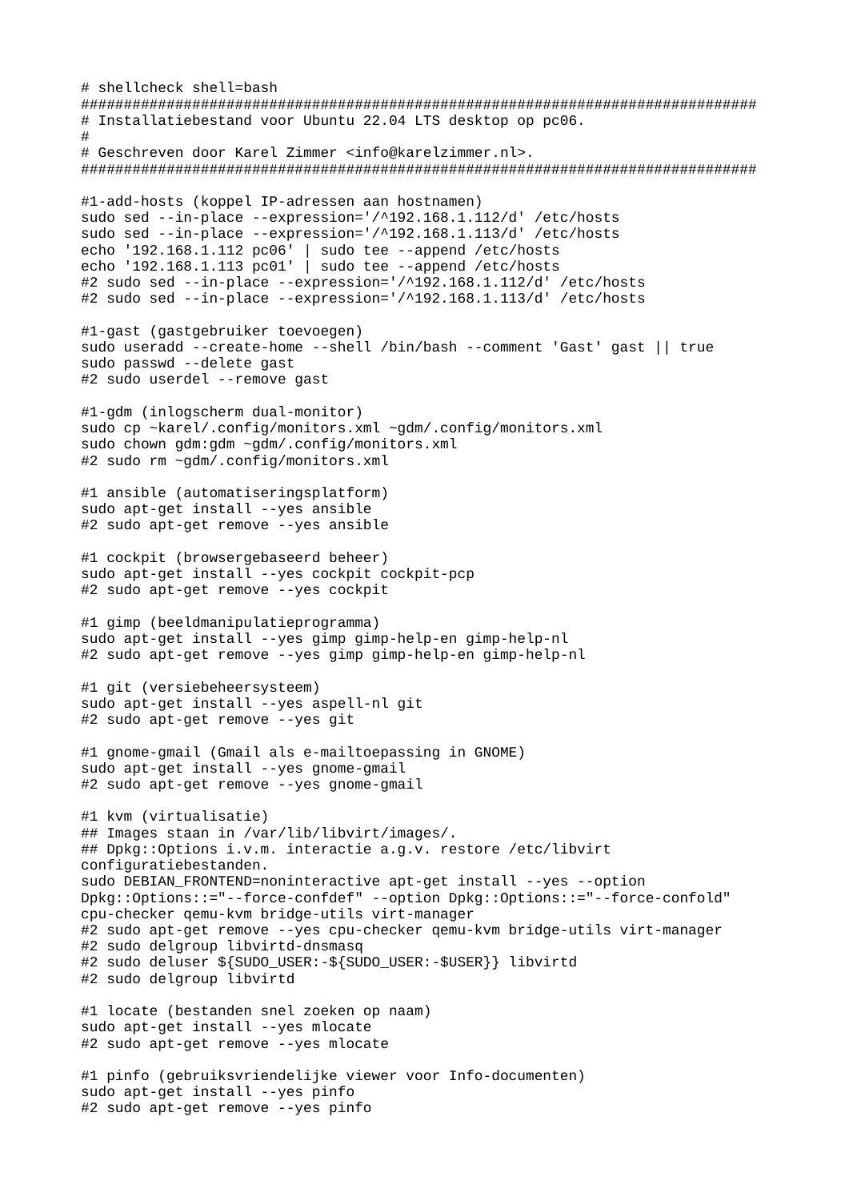```
# shellcheck shell=bash
###############################################################################
# Installatiebestand voor Ubuntu 22.04 LTS desktop op pc06.
#
# Geschreven door Karel Zimmer <info@karelzimmer.nl>.
###############################################################################

#1-add-hosts (koppel IP-adressen aan hostnamen)
sudo sed --in-place --expression='/^192.168.1.112/d' /etc/hosts
sudo sed --in-place --expression='/^192.168.1.113/d' /etc/hosts
echo '192.168.1.112 pc06' | sudo tee --append /etc/hosts
echo '192.168.1.113 pc01' | sudo tee --append /etc/hosts
#2 sudo sed --in-place --expression='/^192.168.1.112/d' /etc/hosts
#2 sudo sed --in-place --expression='/^192.168.1.113/d' /etc/hosts

#1-gast (gastgebruiker toevoegen)
sudo useradd --create-home --shell /bin/bash --comment 'Gast' gast || true
sudo passwd --delete gast
#2 sudo userdel --remove gast

#1-gdm (inlogscherm dual-monitor)
sudo cp ~karel/.config/monitors.xml ~gdm/.config/monitors.xml
sudo chown gdm:gdm ~gdm/.config/monitors.xml
#2 sudo rm ~gdm/.config/monitors.xml

#1 ansible (automatiseringsplatform)
sudo apt-get install --yes ansible
#2 sudo apt-get remove --yes ansible

#1 cockpit (browsergebaseerd beheer)
sudo apt-get install --yes cockpit cockpit-pcp
#2 sudo apt-get remove --yes cockpit

#1 gimp (beeldmanipulatieprogramma)
sudo apt-get install --yes gimp gimp-help-en gimp-help-nl
#2 sudo apt-get remove --yes gimp gimp-help-en gimp-help-nl

#1 git (versiebeheersysteem)
sudo apt-get install --yes aspell-nl git
#2 sudo apt-get remove --yes git

#1 gnome-gmail (Gmail als e-mailtoepassing in GNOME)
sudo apt-get install --yes gnome-gmail
#2 sudo apt-get remove --yes gnome-gmail

#1 kvm (virtualisatie)
## Images staan in /var/lib/libvirt/images/.
## Dpkg::Options i.v.m. interactie a.g.v. restore /etc/libvirt
configuratiebestanden.
sudo DEBIAN_FRONTEND=noninteractive apt-get install --yes --option
Dpkg::Options::="--force-confdef" --option Dpkg::Options::="--force-confold"
cpu-checker qemu-kvm bridge-utils virt-manager
#2 sudo apt-get remove --yes cpu-checker qemu-kvm bridge-utils virt-manager
#2 sudo delgroup libvirtd-dnsmasq
#2 sudo deluser ${SUDO_USER:-${SUDO_USER:-$USER}} libvirtd
#2 sudo delgroup libvirtd

#1 locate (bestanden snel zoeken op naam)
sudo apt-get install --yes mlocate
#2 sudo apt-get remove --yes mlocate

#1 pinfo (gebruiksvriendelijke viewer voor Info-documenten)
sudo apt-get install --yes pinfo
#2 sudo apt-get remove --yes pinfo
```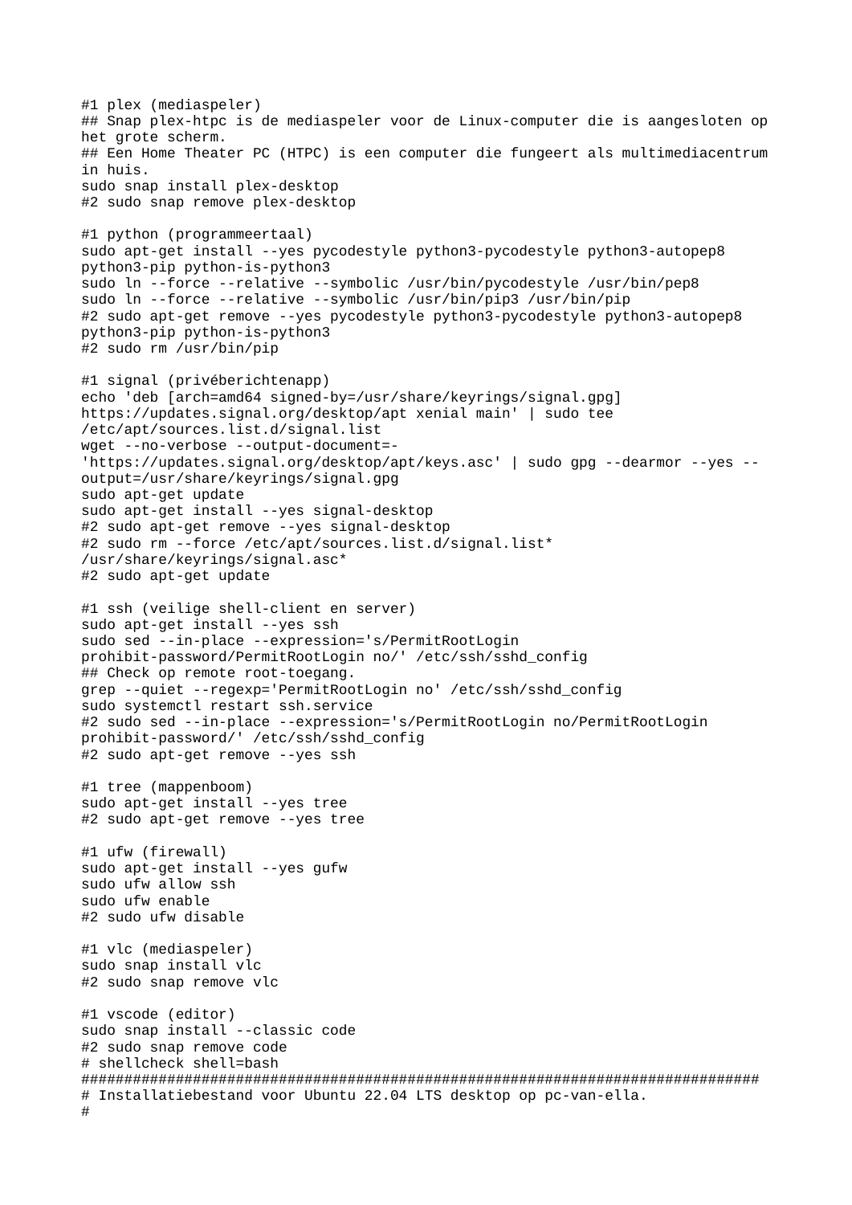```
#1 plex (mediaspeler)
## Snap plex-htpc is de mediaspeler voor de Linux-computer die is aangesloten op
het grote scherm.
## Een Home Theater PC (HTPC) is een computer die fungeert als multimediacentrum
in huis.
sudo snap install plex-desktop
#2 sudo snap remove plex-desktop

#1 python (programmeertaal)
sudo apt-get install --yes pycodestyle python3-pycodestyle python3-autopep8
python3-pip python-is-python3
sudo ln --force --relative --symbolic /usr/bin/pycodestyle /usr/bin/pep8
sudo ln --force --relative --symbolic /usr/bin/pip3 /usr/bin/pip
#2 sudo apt-get remove --yes pycodestyle python3-pycodestyle python3-autopep8
python3-pip python-is-python3
#2 sudo rm /usr/bin/pip

#1 signal (privéberichtenapp)
echo 'deb [arch=amd64 signed-by=/usr/share/keyrings/signal.gpg]
https://updates.signal.org/desktop/apt xenial main' | sudo tee
/etc/apt/sources.list.d/signal.list
wget --no-verbose --output-document=-
'https://updates.signal.org/desktop/apt/keys.asc' | sudo gpg --dearmor --yes --
output=/usr/share/keyrings/signal.gpg
sudo apt-get update
sudo apt-get install --yes signal-desktop
#2 sudo apt-get remove --yes signal-desktop
#2 sudo rm --force /etc/apt/sources.list.d/signal.list*
/usr/share/keyrings/signal.asc*
#2 sudo apt-get update

#1 ssh (veilige shell-client en server)
sudo apt-get install --yes ssh
sudo sed --in-place --expression='s/PermitRootLogin
prohibit-password/PermitRootLogin no/' /etc/ssh/sshd_config
## Check op remote root-toegang.
grep --quiet --regexp='PermitRootLogin no' /etc/ssh/sshd_config
sudo systemctl restart ssh.service
#2 sudo sed --in-place --expression='s/PermitRootLogin no/PermitRootLogin
prohibit-password/' /etc/ssh/sshd_config
#2 sudo apt-get remove --yes ssh

#1 tree (mappenboom)
sudo apt-get install --yes tree
#2 sudo apt-get remove --yes tree

#1 ufw (firewall)
sudo apt-get install --yes gufw
sudo ufw allow ssh
sudo ufw enable
#2 sudo ufw disable

#1 vlc (mediaspeler)
sudo snap install vlc
#2 sudo snap remove vlc

#1 vscode (editor)
sudo snap install --classic code
#2 sudo snap remove code
# shellcheck shell=bash
###############################################################################
# Installatiebestand voor Ubuntu 22.04 LTS desktop op pc-van-ella.
#
```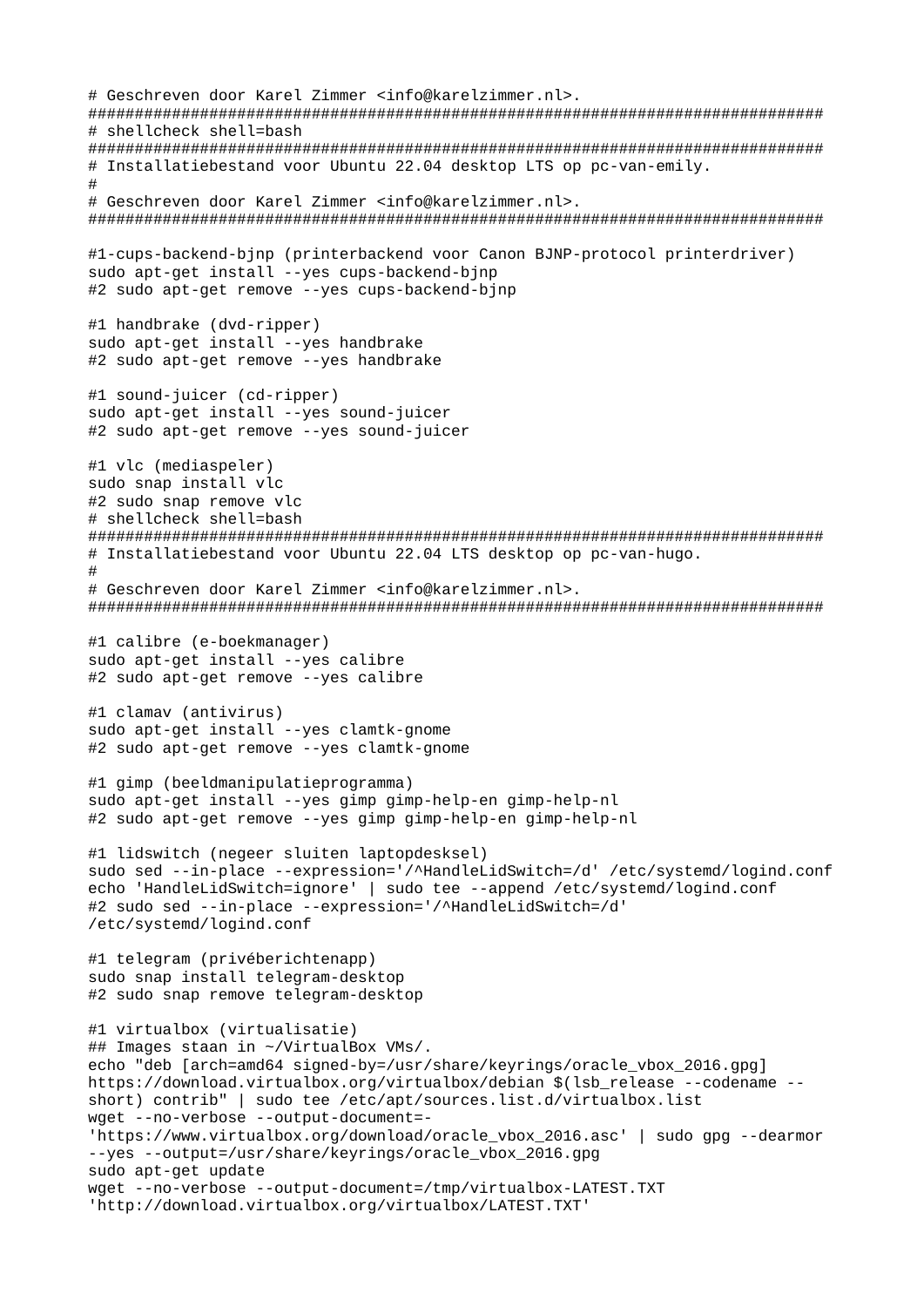```
# Geschreven door Karel Zimmer <info@karelzimmer.nl>.
###############################################################################
# shellcheck shell=bash
###############################################################################
# Installatiebestand voor Ubuntu 22.04 desktop LTS op pc-van-emily.
#
# Geschreven door Karel Zimmer <info@karelzimmer.nl>.
###############################################################################

#1-cups-backend-bjnp (printerbackend voor Canon BJNP-protocol printerdriver)
sudo apt-get install --yes cups-backend-bjnp
#2 sudo apt-get remove --yes cups-backend-bjnp

#1 handbrake (dvd-ripper)
sudo apt-get install --yes handbrake
#2 sudo apt-get remove --yes handbrake

#1 sound-juicer (cd-ripper)
sudo apt-get install --yes sound-juicer
#2 sudo apt-get remove --yes sound-juicer

#1 vlc (mediaspeler)
sudo snap install vlc
#2 sudo snap remove vlc
# shellcheck shell=bash
###############################################################################
# Installatiebestand voor Ubuntu 22.04 LTS desktop op pc-van-hugo.
#
# Geschreven door Karel Zimmer <info@karelzimmer.nl>.
###############################################################################

#1 calibre (e-boekmanager)
sudo apt-get install --yes calibre
#2 sudo apt-get remove --yes calibre

#1 clamav (antivirus)
sudo apt-get install --yes clamtk-gnome
#2 sudo apt-get remove --yes clamtk-gnome

#1 gimp (beeldmanipulatieprogramma)
sudo apt-get install --yes gimp gimp-help-en gimp-help-nl
#2 sudo apt-get remove --yes gimp gimp-help-en gimp-help-nl

#1 lidswitch (negeer sluiten laptopdeksel)
sudo sed --in-place --expression='/^HandleLidSwitch=/d' /etc/systemd/logind.conf
echo 'HandleLidSwitch=ignore' | sudo tee --append /etc/systemd/logind.conf
#2 sudo sed --in-place --expression='/^HandleLidSwitch=/d'
/etc/systemd/logind.conf

#1 telegram (privéberichtenapp)
sudo snap install telegram-desktop
#2 sudo snap remove telegram-desktop

#1 virtualbox (virtualisatie)
## Images staan in ~/VirtualBox VMs/.
echo "deb [arch=amd64 signed-by=/usr/share/keyrings/oracle_vbox_2016.gpg]
https://download.virtualbox.org/virtualbox/debian $(lsb_release --codename --
short) contrib" | sudo tee /etc/apt/sources.list.d/virtualbox.list
wget --no-verbose --output-document=-
'https://www.virtualbox.org/download/oracle_vbox_2016.asc' | sudo gpg --dearmor
--yes --output=/usr/share/keyrings/oracle_vbox_2016.gpg
sudo apt-get update
wget --no-verbose --output-document=/tmp/virtualbox-LATEST.TXT
'http://download.virtualbox.org/virtualbox/LATEST.TXT'
```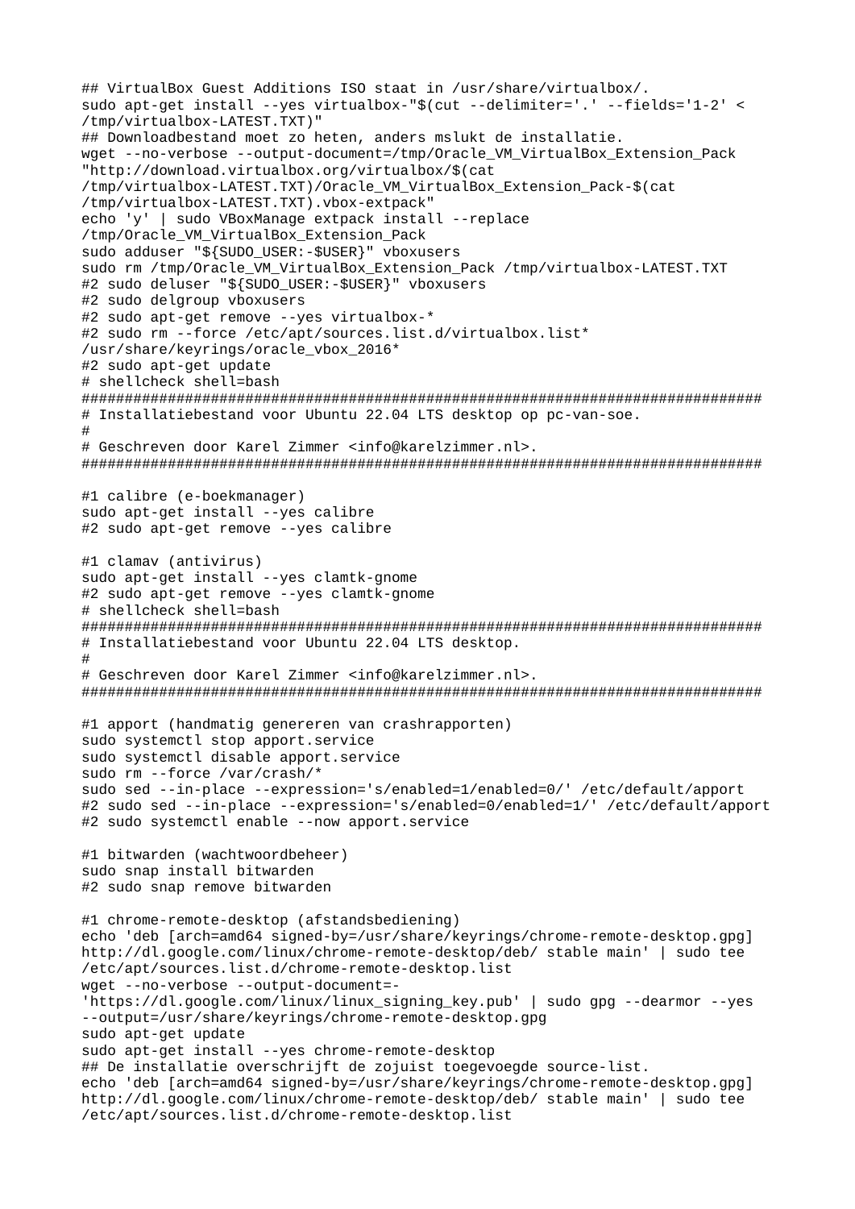```
## VirtualBox Guest Additions ISO staat in /usr/share/virtualbox/.
sudo apt-get install --yes virtualbox-"$(cut --delimiter='.' --fields='1-2' <
/tmp/virtualbox-LATEST.TXT)"
## Downloadbestand moet zo heten, anders mslukt de installatie.
wget --no-verbose --output-document=/tmp/Oracle_VM_VirtualBox_Extension_Pack
"http://download.virtualbox.org/virtualbox/$(cat
/tmp/virtualbox-LATEST.TXT)/Oracle_VM_VirtualBox_Extension_Pack-$(cat
/tmp/virtualbox-LATEST.TXT).vbox-extpack"
echo 'y' | sudo VBoxManage extpack install --replace
/tmp/Oracle_VM_VirtualBox_Extension_Pack
sudo adduser "${SUDO_USER:-$USER}" vboxusers
sudo rm /tmp/Oracle_VM_VirtualBox_Extension_Pack /tmp/virtualbox-LATEST.TXT
#2 sudo deluser "${SUDO_USER:-$USER}" vboxusers
#2 sudo delgroup vboxusers
#2 sudo apt-get remove --yes virtualbox-*
#2 sudo rm --force /etc/apt/sources.list.d/virtualbox.list*
/usr/share/keyrings/oracle_vbox_2016*
#2 sudo apt-get update
# shellcheck shell=bash
###############################################################################
# Installatiebestand voor Ubuntu 22.04 LTS desktop op pc-van-soe.
#
# Geschreven door Karel Zimmer <info@karelzimmer.nl>.
###############################################################################

#1 calibre (e-boekmanager)
sudo apt-get install --yes calibre
#2 sudo apt-get remove --yes calibre

#1 clamav (antivirus)
sudo apt-get install --yes clamtk-gnome
#2 sudo apt-get remove --yes clamtk-gnome
# shellcheck shell=bash
###############################################################################
# Installatiebestand voor Ubuntu 22.04 LTS desktop.
#
# Geschreven door Karel Zimmer <info@karelzimmer.nl>.
###############################################################################

#1 apport (handmatig genereren van crashrapporten)
sudo systemctl stop apport.service
sudo systemctl disable apport.service
sudo rm --force /var/crash/*
sudo sed --in-place --expression='s/enabled=1/enabled=0/' /etc/default/apport
#2 sudo sed --in-place --expression='s/enabled=0/enabled=1/' /etc/default/apport
#2 sudo systemctl enable --now apport.service

#1 bitwarden (wachtwoordbeheer)
sudo snap install bitwarden
#2 sudo snap remove bitwarden

#1 chrome-remote-desktop (afstandsbediening)
echo 'deb [arch=amd64 signed-by=/usr/share/keyrings/chrome-remote-desktop.gpg]
http://dl.google.com/linux/chrome-remote-desktop/deb/ stable main' | sudo tee
/etc/apt/sources.list.d/chrome-remote-desktop.list
wget --no-verbose --output-document=-
'https://dl.google.com/linux/linux_signing_key.pub' | sudo gpg --dearmor --yes
--output=/usr/share/keyrings/chrome-remote-desktop.gpg
sudo apt-get update
sudo apt-get install --yes chrome-remote-desktop
## De installatie overschrijft de zojuist toegevoegde source-list.
echo 'deb [arch=amd64 signed-by=/usr/share/keyrings/chrome-remote-desktop.gpg]
http://dl.google.com/linux/chrome-remote-desktop/deb/ stable main' | sudo tee
/etc/apt/sources.list.d/chrome-remote-desktop.list
```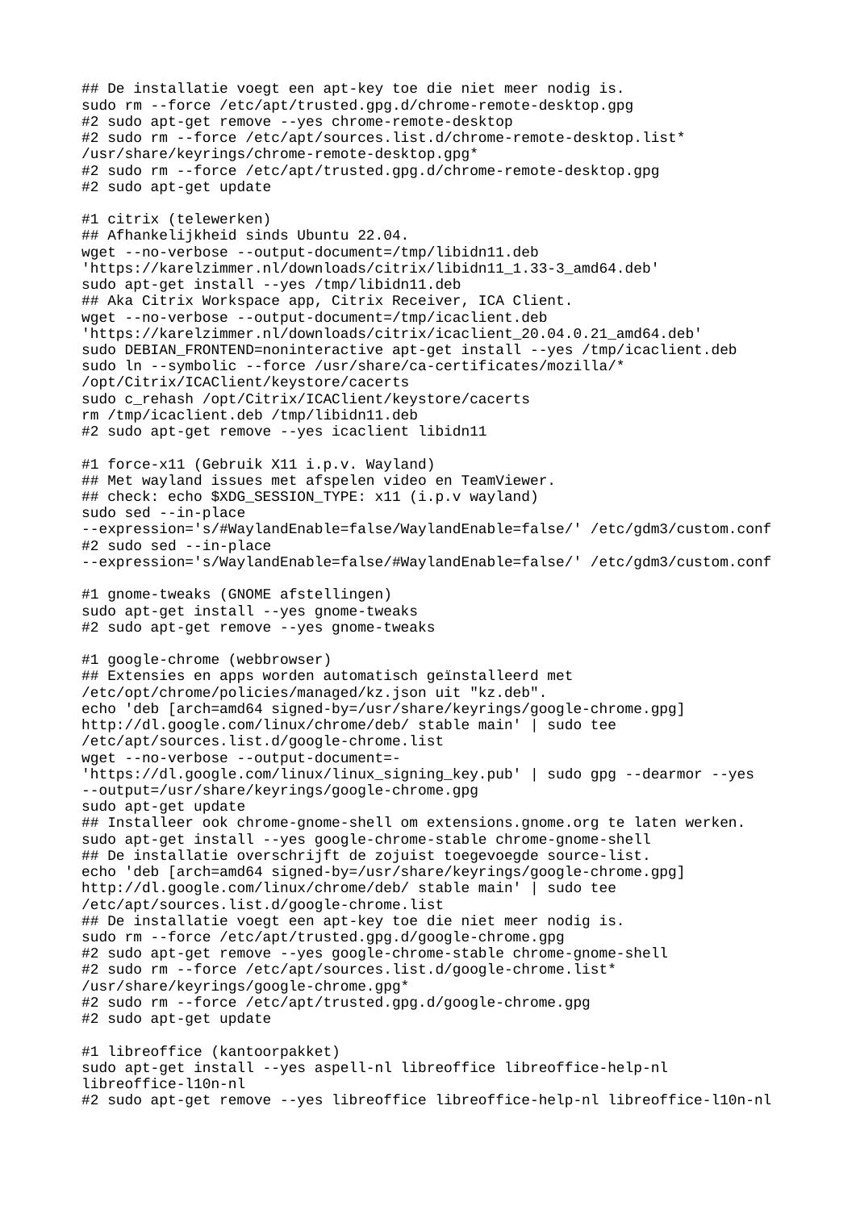```
## De installatie voegt een apt-key toe die niet meer nodig is.
sudo rm --force /etc/apt/trusted.gpg.d/chrome-remote-desktop.gpg
#2 sudo apt-get remove --yes chrome-remote-desktop
#2 sudo rm --force /etc/apt/sources.list.d/chrome-remote-desktop.list*
/usr/share/keyrings/chrome-remote-desktop.gpg*
#2 sudo rm --force /etc/apt/trusted.gpg.d/chrome-remote-desktop.gpg
#2 sudo apt-get update

#1 citrix (telewerken)
## Afhankelijkheid sinds Ubuntu 22.04.
wget --no-verbose --output-document=/tmp/libidn11.deb
'https://karelzimmer.nl/downloads/citrix/libidn11_1.33-3_amd64.deb'
sudo apt-get install --yes /tmp/libidn11.deb
## Aka Citrix Workspace app, Citrix Receiver, ICA Client.
wget --no-verbose --output-document=/tmp/icaclient.deb
'https://karelzimmer.nl/downloads/citrix/icaclient_20.04.0.21_amd64.deb'
sudo DEBIAN_FRONTEND=noninteractive apt-get install --yes /tmp/icaclient.deb
sudo ln --symbolic --force /usr/share/ca-certificates/mozilla/*
/opt/Citrix/ICAClient/keystore/cacerts
sudo c_rehash /opt/Citrix/ICAClient/keystore/cacerts
rm /tmp/icaclient.deb /tmp/libidn11.deb
#2 sudo apt-get remove --yes icaclient libidn11

#1 force-x11 (Gebruik X11 i.p.v. Wayland)
## Met wayland issues met afspelen video en TeamViewer.
## check: echo $XDG_SESSION_TYPE: x11 (i.p.v wayland)
sudo sed --in-place
--expression='s/#WaylandEnable=false/WaylandEnable=false/' /etc/gdm3/custom.conf
#2 sudo sed --in-place
--expression='s/WaylandEnable=false/#WaylandEnable=false/' /etc/gdm3/custom.conf

#1 gnome-tweaks (GNOME afstellingen)
sudo apt-get install --yes gnome-tweaks
#2 sudo apt-get remove --yes gnome-tweaks

#1 google-chrome (webbrowser)
## Extensies en apps worden automatisch geïnstalleerd met
/etc/opt/chrome/policies/managed/kz.json uit "kz.deb".
echo 'deb [arch=amd64 signed-by=/usr/share/keyrings/google-chrome.gpg]
http://dl.google.com/linux/chrome/deb/ stable main' | sudo tee
/etc/apt/sources.list.d/google-chrome.list
wget --no-verbose --output-document=-
'https://dl.google.com/linux/linux_signing_key.pub' | sudo gpg --dearmor --yes
--output=/usr/share/keyrings/google-chrome.gpg
sudo apt-get update
## Installeer ook chrome-gnome-shell om extensions.gnome.org te laten werken.
sudo apt-get install --yes google-chrome-stable chrome-gnome-shell
## De installatie overschrijft de zojuist toegevoegde source-list.
echo 'deb [arch=amd64 signed-by=/usr/share/keyrings/google-chrome.gpg]
http://dl.google.com/linux/chrome/deb/ stable main' | sudo tee
/etc/apt/sources.list.d/google-chrome.list
## De installatie voegt een apt-key toe die niet meer nodig is.
sudo rm --force /etc/apt/trusted.gpg.d/google-chrome.gpg
#2 sudo apt-get remove --yes google-chrome-stable chrome-gnome-shell
#2 sudo rm --force /etc/apt/sources.list.d/google-chrome.list*
/usr/share/keyrings/google-chrome.gpg*
#2 sudo rm --force /etc/apt/trusted.gpg.d/google-chrome.gpg
#2 sudo apt-get update

#1 libreoffice (kantoorpakket)
sudo apt-get install --yes aspell-nl libreoffice libreoffice-help-nl
libreoffice-l10n-nl
#2 sudo apt-get remove --yes libreoffice libreoffice-help-nl libreoffice-l10n-nl
```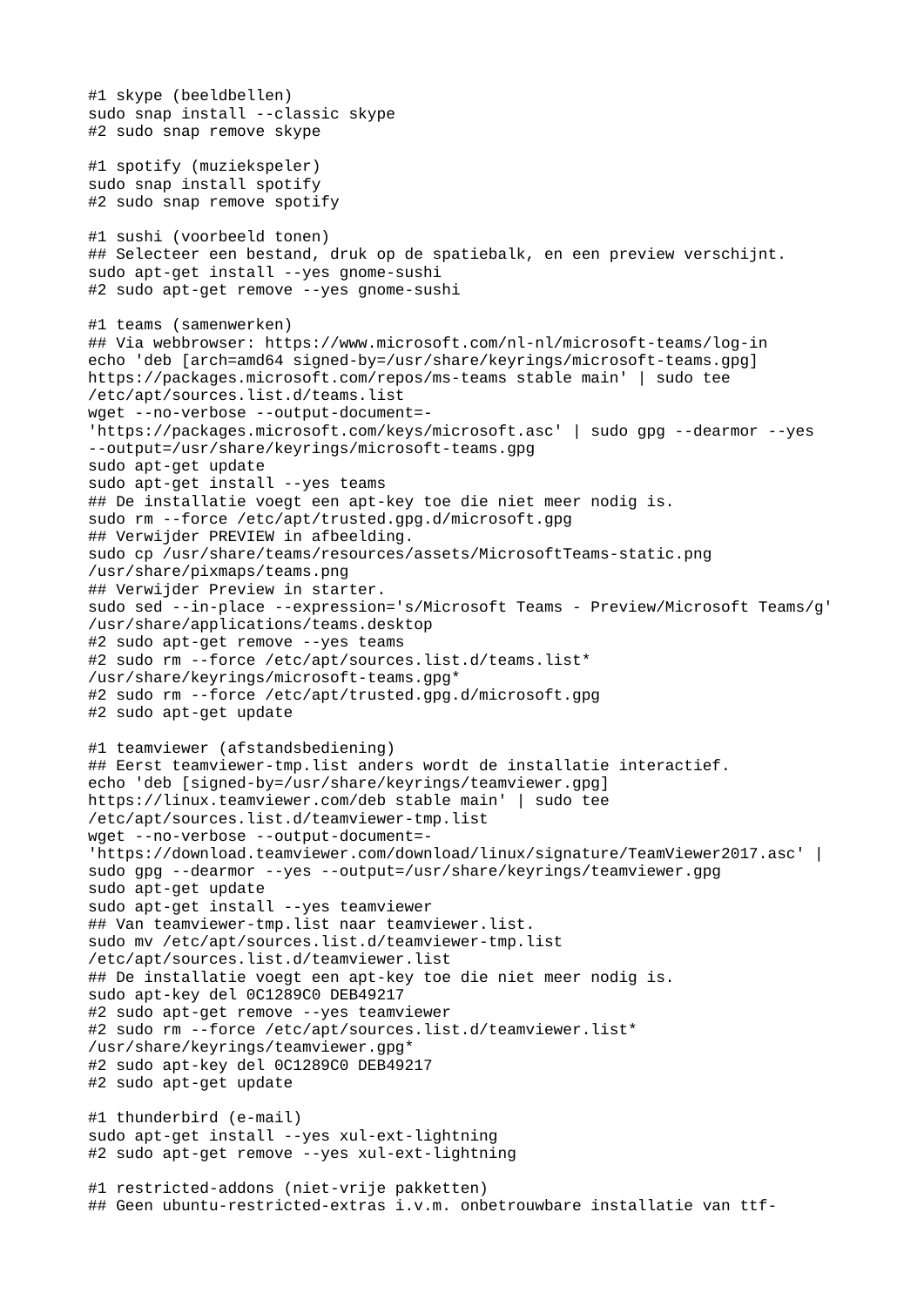```
#1 skype (beeldbellen)
sudo snap install --classic skype
#2 sudo snap remove skype

#1 spotify (muziekspeler)
sudo snap install spotify
#2 sudo snap remove spotify

#1 sushi (voorbeeld tonen)
## Selecteer een bestand, druk op de spatiebalk, en een preview verschijnt.
sudo apt-get install --yes gnome-sushi
#2 sudo apt-get remove --yes gnome-sushi

#1 teams (samenwerken)
## Via webbrowser: https://www.microsoft.com/nl-nl/microsoft-teams/log-in
echo 'deb [arch=amd64 signed-by=/usr/share/keyrings/microsoft-teams.gpg]
https://packages.microsoft.com/repos/ms-teams stable main' | sudo tee
/etc/apt/sources.list.d/teams.list
wget --no-verbose --output-document=-
'https://packages.microsoft.com/keys/microsoft.asc' | sudo gpg --dearmor --yes
--output=/usr/share/keyrings/microsoft-teams.gpg
sudo apt-get update
sudo apt-get install --yes teams
## De installatie voegt een apt-key toe die niet meer nodig is.
sudo rm --force /etc/apt/trusted.gpg.d/microsoft.gpg
## Verwijder PREVIEW in afbeelding.
sudo cp /usr/share/teams/resources/assets/MicrosoftTeams-static.png
/usr/share/pixmaps/teams.png
## Verwijder Preview in starter.
sudo sed --in-place --expression='s/Microsoft Teams - Preview/Microsoft Teams/g'
/usr/share/applications/teams.desktop
#2 sudo apt-get remove --yes teams
#2 sudo rm --force /etc/apt/sources.list.d/teams.list*
/usr/share/keyrings/microsoft-teams.gpg*
#2 sudo rm --force /etc/apt/trusted.gpg.d/microsoft.gpg
#2 sudo apt-get update

#1 teamviewer (afstandsbediening)
## Eerst teamviewer-tmp.list anders wordt de installatie interactief.
echo 'deb [signed-by=/usr/share/keyrings/teamviewer.gpg]
https://linux.teamviewer.com/deb stable main' | sudo tee
/etc/apt/sources.list.d/teamviewer-tmp.list
wget --no-verbose --output-document=-
'https://download.teamviewer.com/download/linux/signature/TeamViewer2017.asc' |
sudo gpg --dearmor --yes --output=/usr/share/keyrings/teamviewer.gpg
sudo apt-get update
sudo apt-get install --yes teamviewer
## Van teamviewer-tmp.list naar teamviewer.list.
sudo mv /etc/apt/sources.list.d/teamviewer-tmp.list
/etc/apt/sources.list.d/teamviewer.list
## De installatie voegt een apt-key toe die niet meer nodig is.
sudo apt-key del 0C1289C0 DEB49217
#2 sudo apt-get remove --yes teamviewer
#2 sudo rm --force /etc/apt/sources.list.d/teamviewer.list*
/usr/share/keyrings/teamviewer.gpg*
#2 sudo apt-key del 0C1289C0 DEB49217
#2 sudo apt-get update

#1 thunderbird (e-mail)
sudo apt-get install --yes xul-ext-lightning
#2 sudo apt-get remove --yes xul-ext-lightning

#1 restricted-addons (niet-vrije pakketten)
## Geen ubuntu-restricted-extras i.v.m. onbetrouwbare installatie van ttf-
```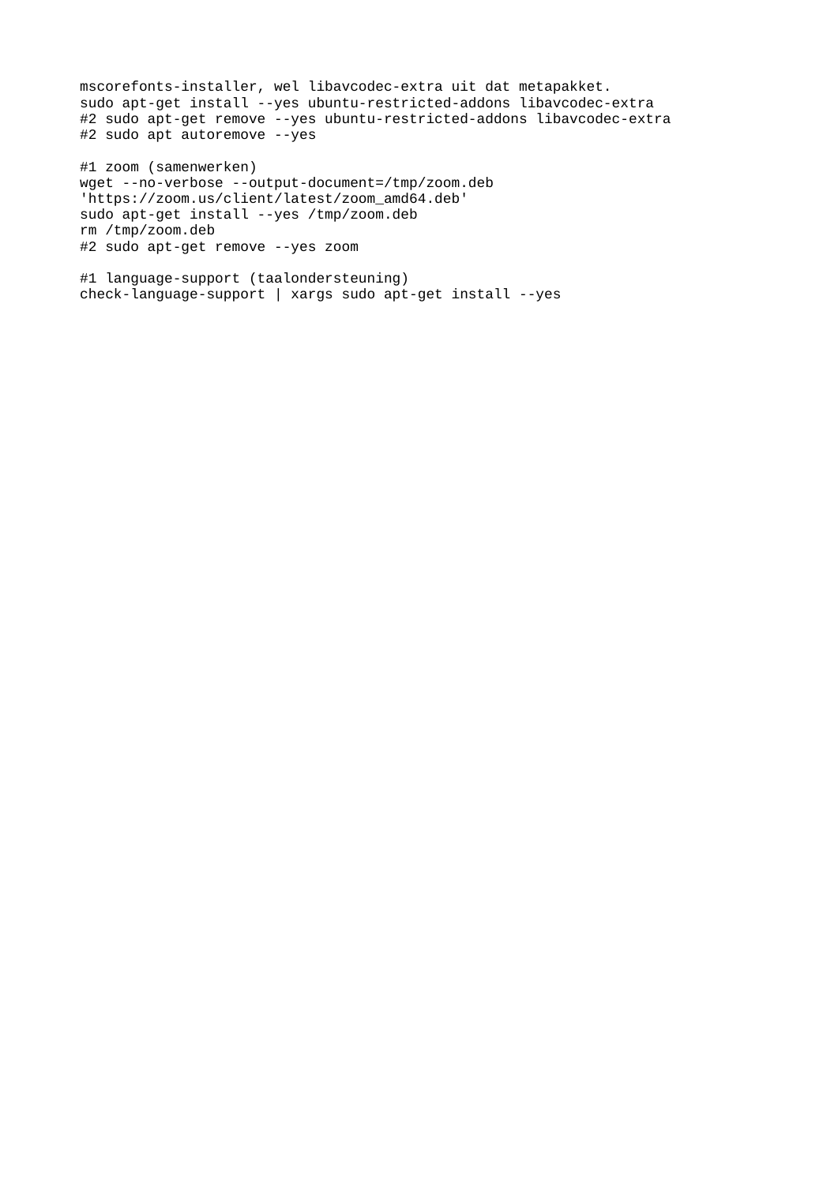```
mscorefonts-installer, wel libavcodec-extra uit dat metapakket.
sudo apt-get install --yes ubuntu-restricted-addons libavcodec-extra
#2 sudo apt-get remove --yes ubuntu-restricted-addons libavcodec-extra
#2 sudo apt autoremove --yes

#1 zoom (samenwerken)
wget --no-verbose --output-document=/tmp/zoom.deb
'https://zoom.us/client/latest/zoom_amd64.deb'
sudo apt-get install --yes /tmp/zoom.deb
rm /tmp/zoom.deb
#2 sudo apt-get remove --yes zoom

#1 language-support (taalondersteuning)
check-language-support | xargs sudo apt-get install --yes
```